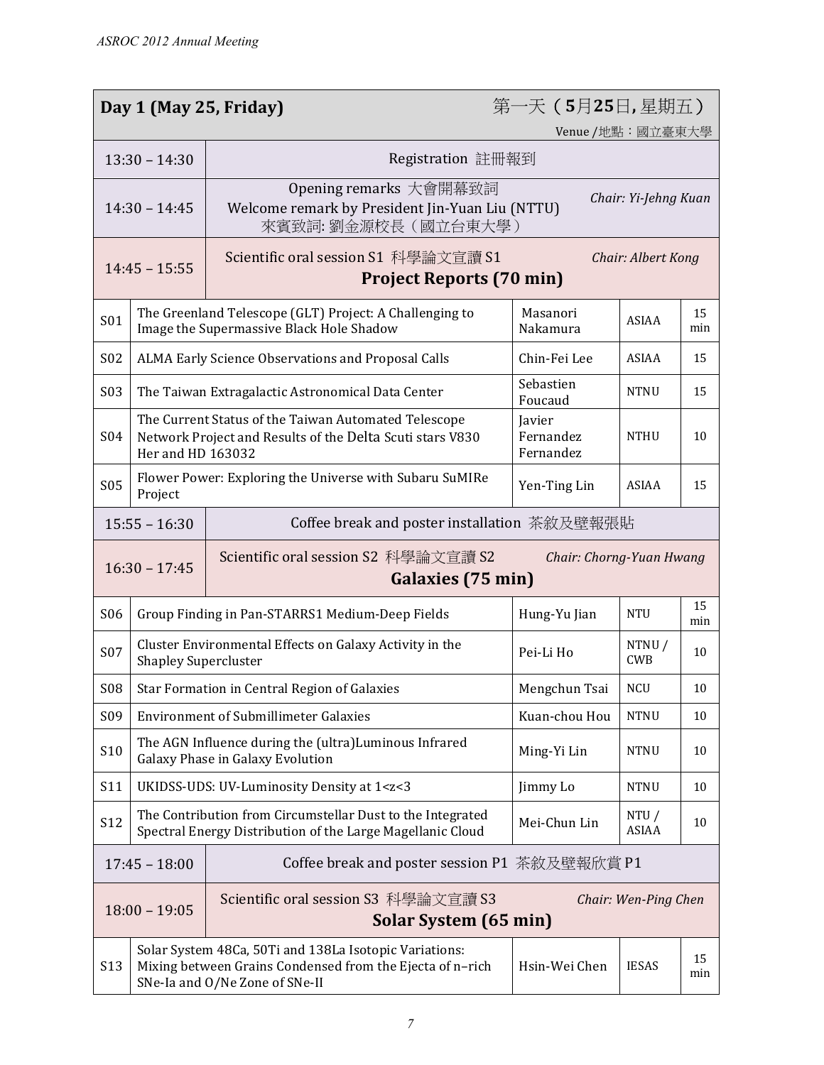## Day 1 (May 25, Friday) 第一天（5月25日, 星期五）

Venue /地點：國立臺東大學

| Time | Program | | | |
|---|---|---|---|---|
| 13:30 – 14:30 | Registration 註冊報到 | | | |
| 14:30 – 14:45 | Opening remarks 大會開幕致詞<br>Welcome remark by President Jin-Yuan Liu (NTTU)<br>來賓致詞: 劉金源校長（國立台東大學） *Chair: Yi-Jehng Kuan* | | | |
| 14:45 – 15:55 | Scientific oral session S1 科學論文宣讀 S1 *Chair: Albert Kong*<br>**Project Reports (70 min)** | | | |

| No. | Title | Speaker | Affiliation | Time |
|---|---|---|---|---|
| S01 | The Greenland Telescope (GLT) Project: A Challenging to Image the Supermassive Black Hole Shadow | Masanori Nakamura | ASIAA | 15 min |
| S02 | ALMA Early Science Observations and Proposal Calls | Chin-Fei Lee | ASIAA | 15 |
| S03 | The Taiwan Extragalactic Astronomical Data Center | Sebastien Foucaud | NTNU | 15 |
| S04 | The Current Status of the Taiwan Automated Telescope Network Project and Results of the Delta Scuti stars V830 Her and HD 163032 | Javier Fernandez Fernandez | NTHU | 10 |
| S05 | Flower Power: Exploring the Universe with Subaru SuMIRe Project | Yen-Ting Lin | ASIAA | 15 |

| Time | Program |
|---|---|
| 15:55 – 16:30 | Coffee break and poster installation 茶敘及壁報張貼 |
| 16:30 – 17:45 | Scientific oral session S2 科學論文宣讀 S2 *Chair: Chorng-Yuan Hwang*<br>**Galaxies (75 min)** |

| No. | Title | Speaker | Affiliation | Time |
|---|---|---|---|---|
| S06 | Group Finding in Pan-STARRS1 Medium-Deep Fields | Hung-Yu Jian | NTU | 15 min |
| S07 | Cluster Environmental Effects on Galaxy Activity in the Shapley Supercluster | Pei-Li Ho | NTNU / CWB | 10 |
| S08 | Star Formation in Central Region of Galaxies | Mengchun Tsai | NCU | 10 |
| S09 | Environment of Submillimeter Galaxies | Kuan-chou Hou | NTNU | 10 |
| S10 | The AGN Influence during the (ultra)Luminous Infrared Galaxy Phase in Galaxy Evolution | Ming-Yi Lin | NTNU | 10 |
| S11 | UKIDSS-UDS: UV-Luminosity Density at $1<z<3$ | Jimmy Lo | NTNU | 10 |
| S12 | The Contribution from Circumstellar Dust to the Integrated Spectral Energy Distribution of the Large Magellanic Cloud | Mei-Chun Lin | NTU / ASIAA | 10 |

| Time | Program |
|---|---|
| 17:45 – 18:00 | Coffee break and poster session P1 茶敘及壁報欣賞 P1 |
| 18:00 – 19:05 | Scientific oral session S3 科學論文宣讀 S3 *Chair: Wen-Ping Chen*<br>**Solar System (65 min)** |

| No. | Title | Speaker | Affiliation | Time |
|---|---|---|---|---|
| S13 | Solar System 48Ca, 50Ti and 138La Isotopic Variations: Mixing between Grains Condensed from the Ejecta of n–rich SNe-Ia and O/Ne Zone of SNe-II | Hsin-Wei Chen | IESAS | 15 min |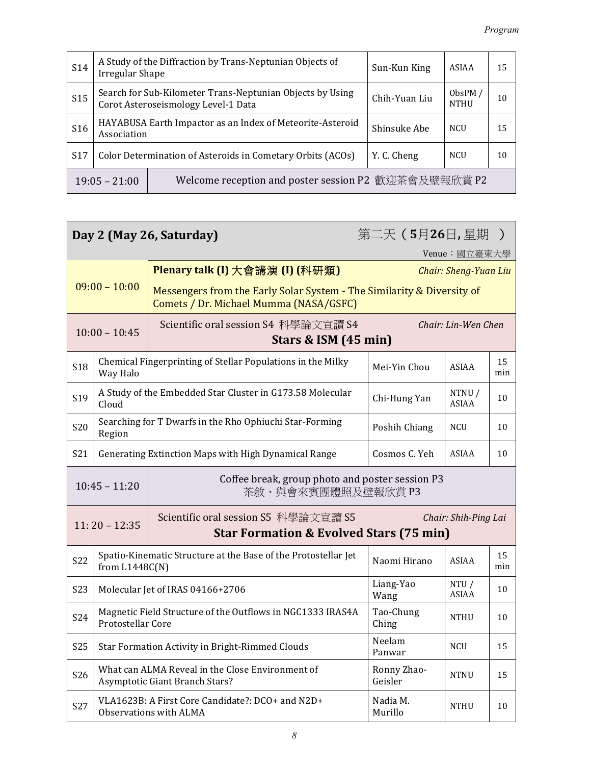| S14 | A Study of the Diffraction by Trans-Neptunian Objects of Irregular Shape | Sun-Kun King | ASIAA | 15 |
|---|---|---|---|---|
| S15 | Search for Sub-Kilometer Trans-Neptunian Objects by Using Corot Asteroseismology Level-1 Data | Chih-Yuan Liu | ObsPM / NTHU | 10 |
| S16 | HAYABUSA Earth Impactor as an Index of Meteorite-Asteroid Association | Shinsuke Abe | NCU | 15 |
| S17 | Color Determination of Asteroids in Cometary Orbits (ACOs) | Y. C. Cheng | NCU | 10 |
| 19:05 – 21:00 | Welcome reception and poster session P2 歡迎茶會及壁報欣賞 P2 | | | |

## Day 2 (May 26, Saturday) 第二天（5月26日, 星期 ）

Venue：國立臺東大學

| 09:00 – 10:00 | **Plenary talk (I) 大會講演 (I) (科研類)** *Chair: Sheng-Yuan Liu*<br>Messengers from the Early Solar System - The Similarity & Diversity of Comets / Dr. Michael Mumma (NASA/GSFC) | | | |
|---|---|---|---|---|
| 10:00 – 10:45 | Scientific oral session S4 科學論文宣讀 S4 *Chair: Lin-Wen Chen*<br>**Stars & ISM (45 min)** | | | |
| S18 | Chemical Fingerprinting of Stellar Populations in the Milky Way Halo | Mei-Yin Chou | ASIAA | 15 min |
| S19 | A Study of the Embedded Star Cluster in G173.58 Molecular Cloud | Chi-Hung Yan | NTNU / ASIAA | 10 |
| S20 | Searching for T Dwarfs in the Rho Ophiuchi Star-Forming Region | Poshih Chiang | NCU | 10 |
| S21 | Generating Extinction Maps with High Dynamical Range | Cosmos C. Yeh | ASIAA | 10 |
| 10:45 – 11:20 | Coffee break, group photo and poster session P3<br>茶敘、與會來賓團體照及壁報欣賞 P3 | | | |
| 11: 20 – 12:35 | Scientific oral session S5 科學論文宣讀 S5 *Chair: Shih-Ping Lai*<br>**Star Formation & Evolved Stars (75 min)** | | | |
| S22 | Spatio-Kinematic Structure at the Base of the Protostellar Jet from L1448C(N) | Naomi Hirano | ASIAA | 15 min |
| S23 | Molecular Jet of IRAS 04166+2706 | Liang-Yao Wang | NTU / ASIAA | 10 |
| S24 | Magnetic Field Structure of the Outflows in NGC1333 IRAS4A Protostellar Core | Tao-Chung Ching | NTHU | 10 |
| S25 | Star Formation Activity in Bright-Rimmed Clouds | Neelam Panwar | NCU | 15 |
| S26 | What can ALMA Reveal in the Close Environment of Asymptotic Giant Branch Stars? | Ronny Zhao-Geisler | NTNU | 15 |
| S27 | VLA1623B: A First Core Candidate?: DCO+ and N2D+ Observations with ALMA | Nadia M. Murillo | NTHU | 10 |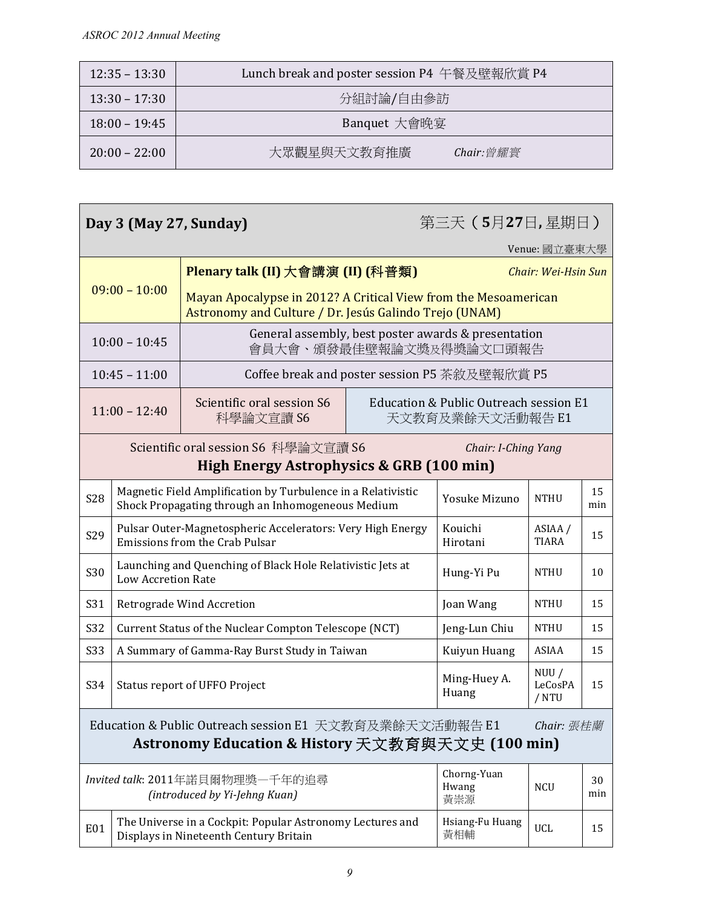| 12:35 – 13:30 | Lunch break and poster session P4 午餐及壁報欣賞 P4 |
|---|---|
| 13:30 – 17:30 | 分組討論/自由參訪 |
| 18:00 – 19:45 | Banquet 大會晚宴 |
| 20:00 – 22:00 | 大眾觀星與天文教育推廣 *Chair:曾耀寰* |

## Day 3 (May 27, Sunday) 第三天（5月27日，星期日）

Venue: 國立臺東大學

| Time | Program | |
|---|---|---|
| 09:00 – 10:00 | **Plenary talk (II) 大會講演 (II) (科普類)** *Chair: Wei-Hsin Sun*<br>Mayan Apocalypse in 2012? A Critical View from the Mesoamerican Astronomy and Culture / Dr. Jesús Galindo Trejo (UNAM) | |
| 10:00 – 10:45 | General assembly, best poster awards & presentation<br>會員大會、頒發最佳壁報論文獎及得獎論文口頭報告 | |
| 10:45 – 11:00 | Coffee break and poster session P5 茶敘及壁報欣賞 P5 | |
| 11:00 – 12:40 | Scientific oral session S6<br>科學論文宣讀 S6 | Education & Public Outreach session E1<br>天文教育及業餘天文活動報告 E1 |

### Scientific oral session S6 科學論文宣讀 S6 *Chair: I-Ching Yang*

### High Energy Astrophysics & GRB (100 min)

| No. | Title | Speaker | Affiliation | Time |
|---|---|---|---|---|
| S28 | Magnetic Field Amplification by Turbulence in a Relativistic Shock Propagating through an Inhomogeneous Medium | Yosuke Mizuno | NTHU | 15 min |
| S29 | Pulsar Outer-Magnetospheric Accelerators: Very High Energy Emissions from the Crab Pulsar | Kouichi Hirotani | ASIAA / TIARA | 15 |
| S30 | Launching and Quenching of Black Hole Relativistic Jets at Low Accretion Rate | Hung-Yi Pu | NTHU | 10 |
| S31 | Retrograde Wind Accretion | Joan Wang | NTHU | 15 |
| S32 | Current Status of the Nuclear Compton Telescope (NCT) | Jeng-Lun Chiu | NTHU | 15 |
| S33 | A Summary of Gamma-Ray Burst Study in Taiwan | Kuiyun Huang | ASIAA | 15 |
| S34 | Status report of UFFO Project | Ming-Huey A. Huang | NUU / LeCosPA / NTU | 15 |

### Education & Public Outreach session E1 天文教育及業餘天文活動報告 E1 *Chair: 張桂蘭*

### Astronomy Education & History 天文教育與天文史 (100 min)

| No. | Title | Speaker | Affiliation | Time |
|---|---|---|---|---|
| | *Invited talk*: 2011年諾貝爾物理獎—千年的追尋 *(introduced by Yi-Jehng Kuan)* | Chorng-Yuan Hwang 黃崇源 | NCU | 30 min |
| E01 | The Universe in a Cockpit: Popular Astronomy Lectures and Displays in Nineteenth Century Britain | Hsiang-Fu Huang 黃相輔 | UCL | 15 |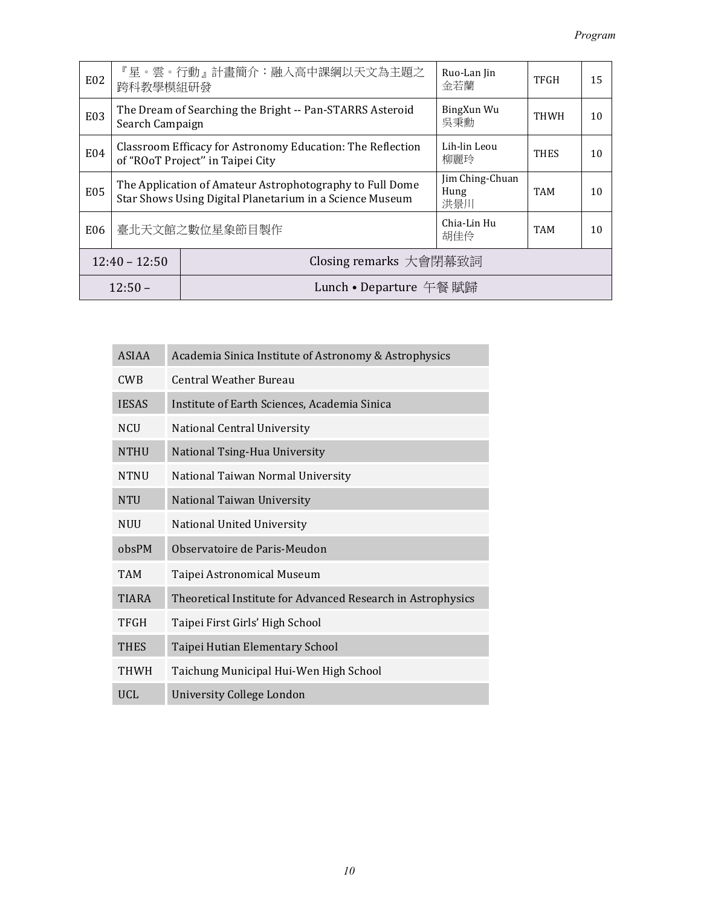| | | | | |
|---|---|---|---|---|
| E02 | 『星。雲。行動』計畫簡介：融入高中課綱以天文為主題之跨科教學模組研發 | Ruo-Lan Jin 金若蘭 | TFGH | 15 |
| E03 | The Dream of Searching the Bright -- Pan-STARRS Asteroid Search Campaign | BingXun Wu 吳秉勳 | THWH | 10 |
| E04 | Classroom Efficacy for Astronomy Education: The Reflection of "ROoT Project" in Taipei City | Lih-lin Leou 柳麗玲 | THES | 10 |
| E05 | The Application of Amateur Astrophotography to Full Dome Star Shows Using Digital Planetarium in a Science Museum | Jim Ching-Chuan Hung 洪景川 | TAM | 10 |
| E06 | 臺北天文館之數位星象節目製作 | Chia-Lin Hu 胡佳伶 | TAM | 10 |
| 12:40 – 12:50 | Closing remarks 大會閉幕致詞 | | | |
| 12:50 – | Lunch • Departure 午餐 賦歸 | | | |

| | |
|---|---|
| ASIAA | Academia Sinica Institute of Astronomy & Astrophysics |
| CWB | Central Weather Bureau |
| IESAS | Institute of Earth Sciences, Academia Sinica |
| NCU | National Central University |
| NTHU | National Tsing-Hua University |
| NTNU | National Taiwan Normal University |
| NTU | National Taiwan University |
| NUU | National United University |
| obsPM | Observatoire de Paris-Meudon |
| TAM | Taipei Astronomical Museum |
| TIARA | Theoretical Institute for Advanced Research in Astrophysics |
| TFGH | Taipei First Girls' High School |
| THES | Taipei Hutian Elementary School |
| THWH | Taichung Municipal Hui-Wen High School |
| UCL | University College London |